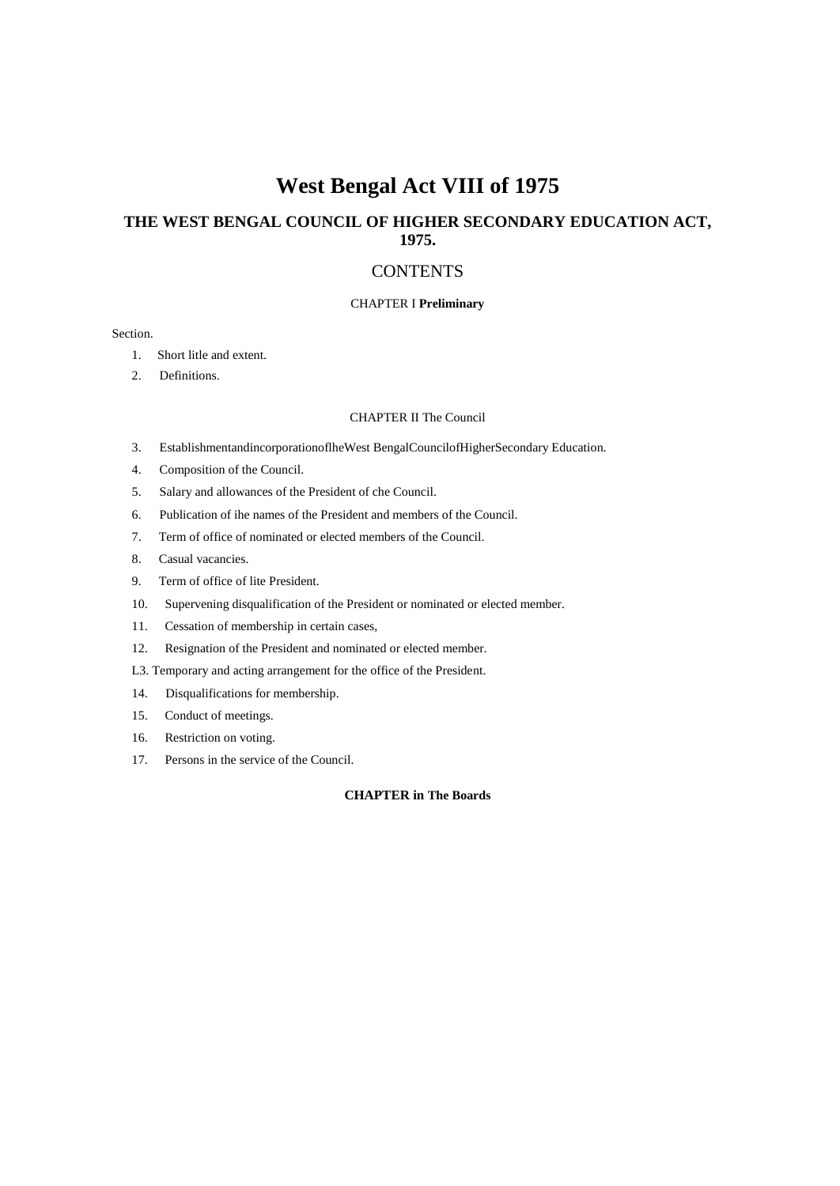# West Bengal Act VIII of 1975

## THE WEST BENGAL COUNCIL OF HIGHER SECONDARY EDUCATION ACT, 1975.

## CONTENTS

CHAPTER I **Preliminary**

Section.

1. Short litle and extent.
2. Definitions.

CHAPTER II The Council

3. EstablishmentandincorporationoflheWest BengalCouncilofHigherSecondary Education.
4. Composition of the Council.
5. Salary and allowances of the President of che Council.
6. Publication of ihe names of the President and members of the Council.
7. Term of office of nominated or elected members of the Council.
8. Casual vacancies.
9. Term of office of lite President.
10. Supervening disqualification of the President or nominated or elected member.
11. Cessation of membership in certain cases,
12. Resignation of the President and nominated or elected member.

L3. Temporary and acting arrangement for the office of the President.

14. Disqualifications for membership.
15. Conduct of meetings.
16. Restriction on voting.
17. Persons in the service of the Council.

**CHAPTER in The Boards**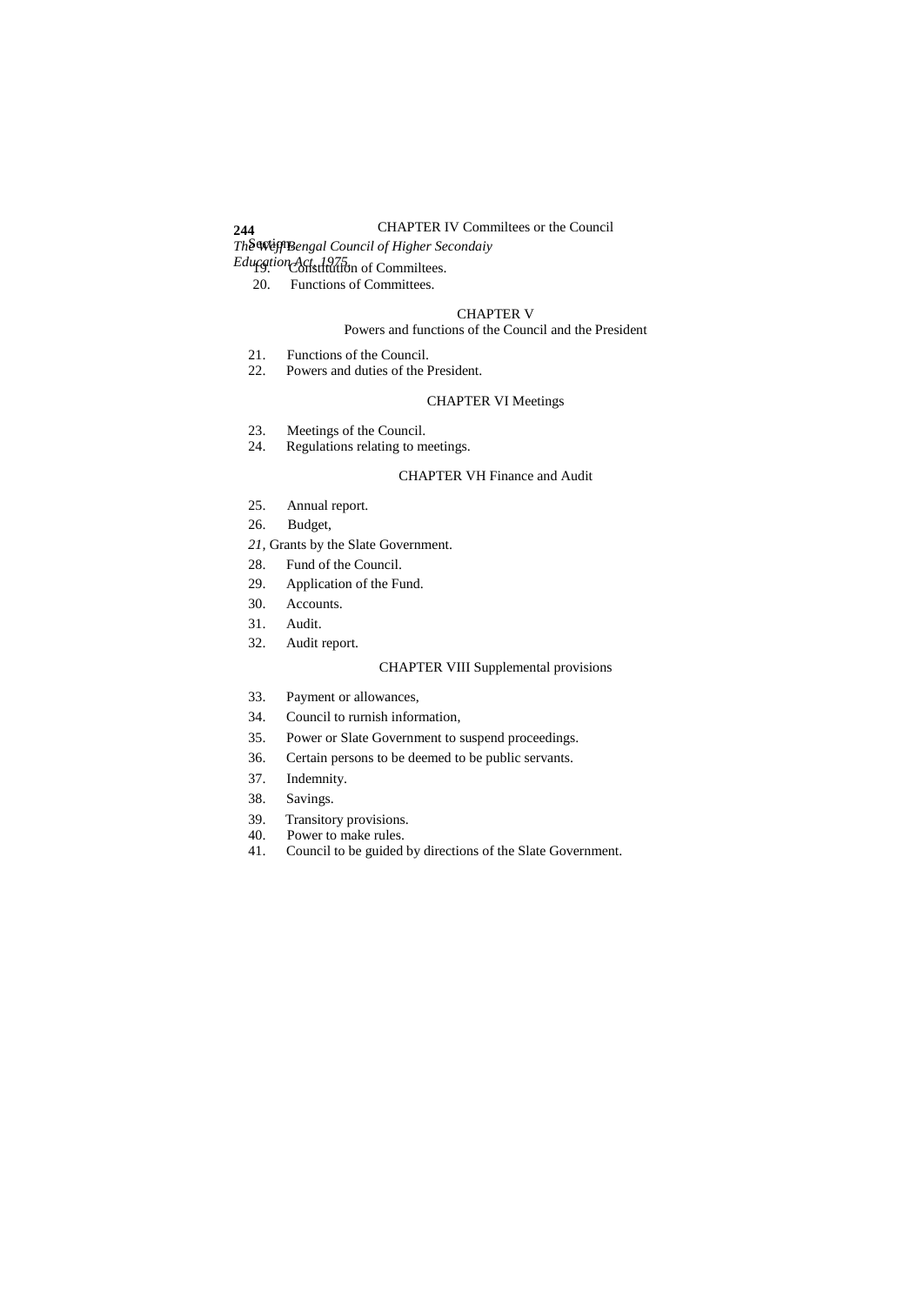## CHAPTER IV Commiltees or the Council

Sections

19. Constitution of Commiltees.
20. Functions of Committees.

## CHAPTER V

### Powers and functions of the Council and the President

21. Functions of the Council.
22. Powers and duties of the President.

## CHAPTER VI Meetings

23. Meetings of the Council.
24. Regulations relating to meetings.

## CHAPTER VH Finance and Audit

25. Annual report.
26. Budget,

*21,* Grants by the Slate Government.

28. Fund of the Council.
29. Application of the Fund.
30. Accounts.
31. Audit.
32. Audit report.

## CHAPTER VIII Supplemental provisions

33. Payment or allowances,
34. Council to rurnish information,
35. Power or Slate Government to suspend proceedings.
36. Certain persons to be deemed to be public servants.
37. Indemnity.
38. Savings.
39. Transitory provisions.
40. Power to make rules.
41. Council to be guided by directions of the Slate Government.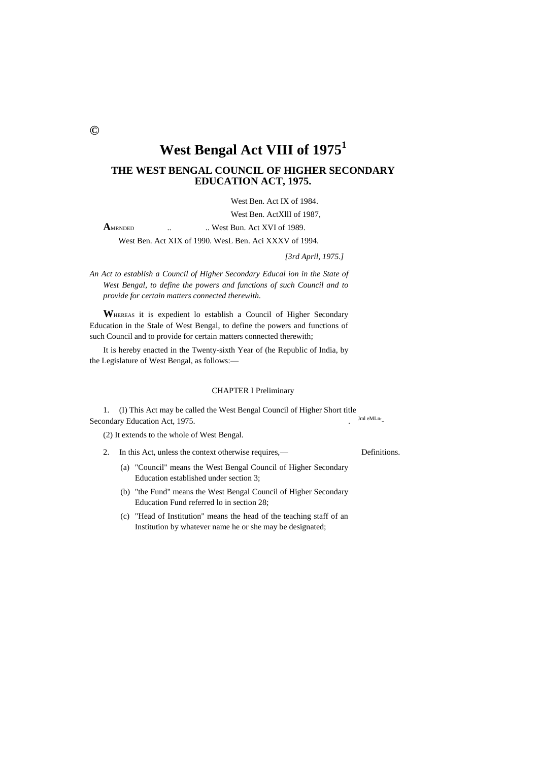©

# West Bengal Act VIII of 1975[1]

## THE WEST BENGAL COUNCIL OF HIGHER SECONDARY EDUCATION ACT, 1975.

West Ben. Act IX of 1984.

West Ben. ActXllI of 1987,

**A**MRNDED .. .. West Bun. Act XVI of 1989.

West Ben. Act XIX of 1990. WesL Ben. Aci XXXV of 1994.

*[3rd April, 1975.]*

*An Act to establish a Council of Higher Secondary Educal ion in the State of West Bengal, to define the powers and functions of such Council and to provide for certain matters connected therewith.*

**W**HEREAS it is expedient lo establish a Council of Higher Secondary Education in the Stale of West Bengal, to define the powers and functions of such Council and to provide for certain matters connected therewith;

It is hereby enacted in the Twenty-sixth Year of (he Republic of India, by the Legislature of West Bengal, as follows:—

### CHAPTER I Preliminary

Short title. Jml eMLn

1. (I) This Act may be called the West Bengal Council of Higher Secondary Education Act, 1975.

(2) It extends to the whole of West Bengal.

Definitions.

2. In this Act, unless the context otherwise requires,—

(a) "Council" means the West Bengal Council of Higher Secondary Education established under section 3;

(b) "the Fund" means the West Bengal Council of Higher Secondary Education Fund referred lo in section 28;

(c) "Head of Institution" means the head of the teaching staff of an Institution by whatever name he or she may be designated;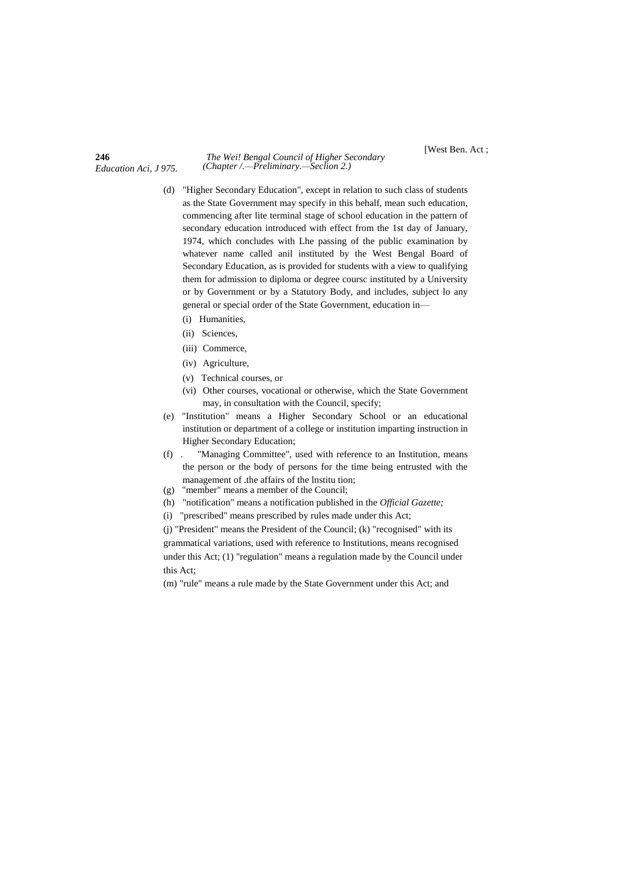(d) "Higher Secondary Education", except in relation to such class of students as the State Government may specify in this behalf, mean such education, commencing after lite terminal stage of school education in the pattern of secondary education introduced with effect from the 1st day of January, 1974, which concludes with Lhe passing of the public examination by whatever name called anil instituted by the West Bengal Board of Secondary Education, as is provided for students with a view to qualifying them for admission to diploma or degree coursc instituted by a University or by Government or by a Statutory Body, and includes, subject lo any general or special order of the State Government, education in—

(i) Humanities,

(ii) Sciences,

(iii) Commerce,

(iv) Agriculture,

(v) Technical courses, or

(vi) Other courses, vocational or otherwise, which the State Government may, in consultation with the Council, specify;

(e) "Institution" means a Higher Secondary School or an educational institution or department of a college or institution imparting instruction in Higher Secondary Education;

(f) . "Managing Committee", used with reference to an Institution, means the person or the body of persons for the time being entrusted with the management of .the affairs of the lnstitu tion;

(g) "member" means a member of the Council;

(h) "notification" means a notification published in the *Official Gazette;*

(i) "prescribed" means prescribed by rules made under this Act;

(j) "President" means the President of the Council; (k) "recognised" with its grammatical variations, used with reference to Institutions, means recognised under this Act; (1) "regulation" means a regulation made by the Council under this Act;

(m) "rule" means a rule made by the State Government under this Act; and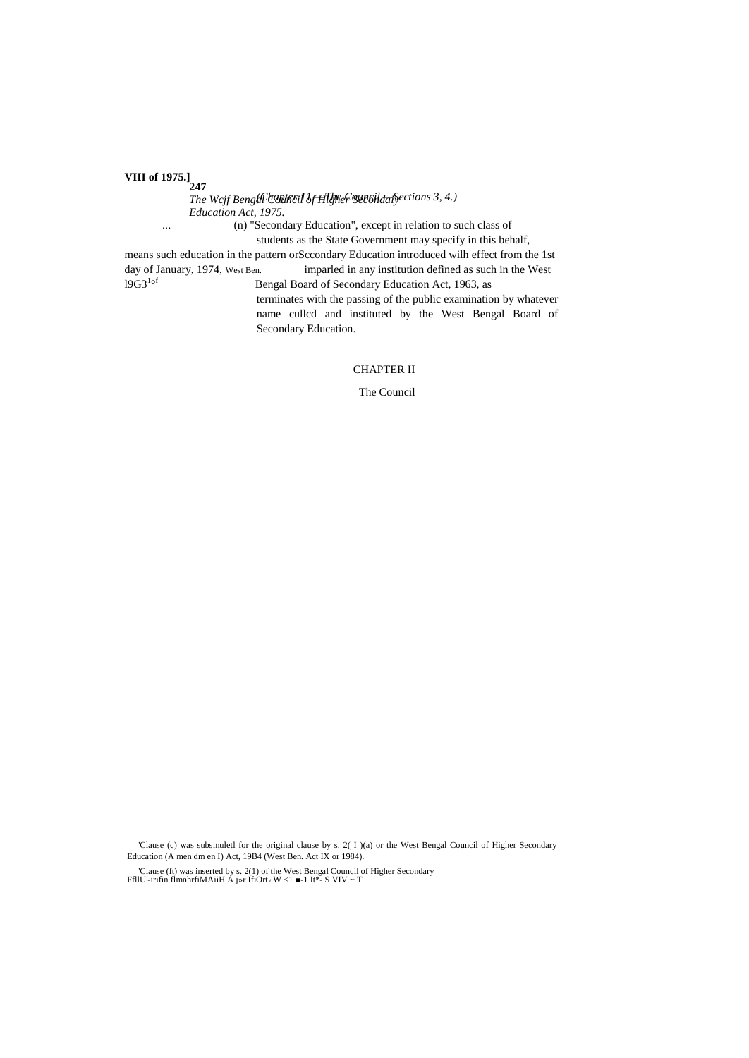... (n) "Secondary Education", except in relation to such class of students as the State Government may specify in this behalf, means such education in the pattern orSccondary Education introduced wilh effect from the 1st day of January, 1974, imparled in any institution defined as such in the West Bengal Board of Secondary Education Act, 1963, as terminates with the passing of the public examination by whatever name cullcd and instituted by the West Bengal Board of Secondary Education.

West Ben. l9G3[1]of

## CHAPTER II

### The Council

---

'Clause (c) was subsmuletl for the original clause by s. 2( I )(a) or the West Bengal Council of Higher Secondary Education (A men dm en I) Act, 19B4 (West Ben. Act IX or 1984).

'Clause (ft) was inserted by s. 2(1) of the West Bengal Council of Higher Secondary FfllU'-irifin flmnhrfiMAiiH A j»r IfiOrt ι W <1 ■-1 It*- S VIV ~ T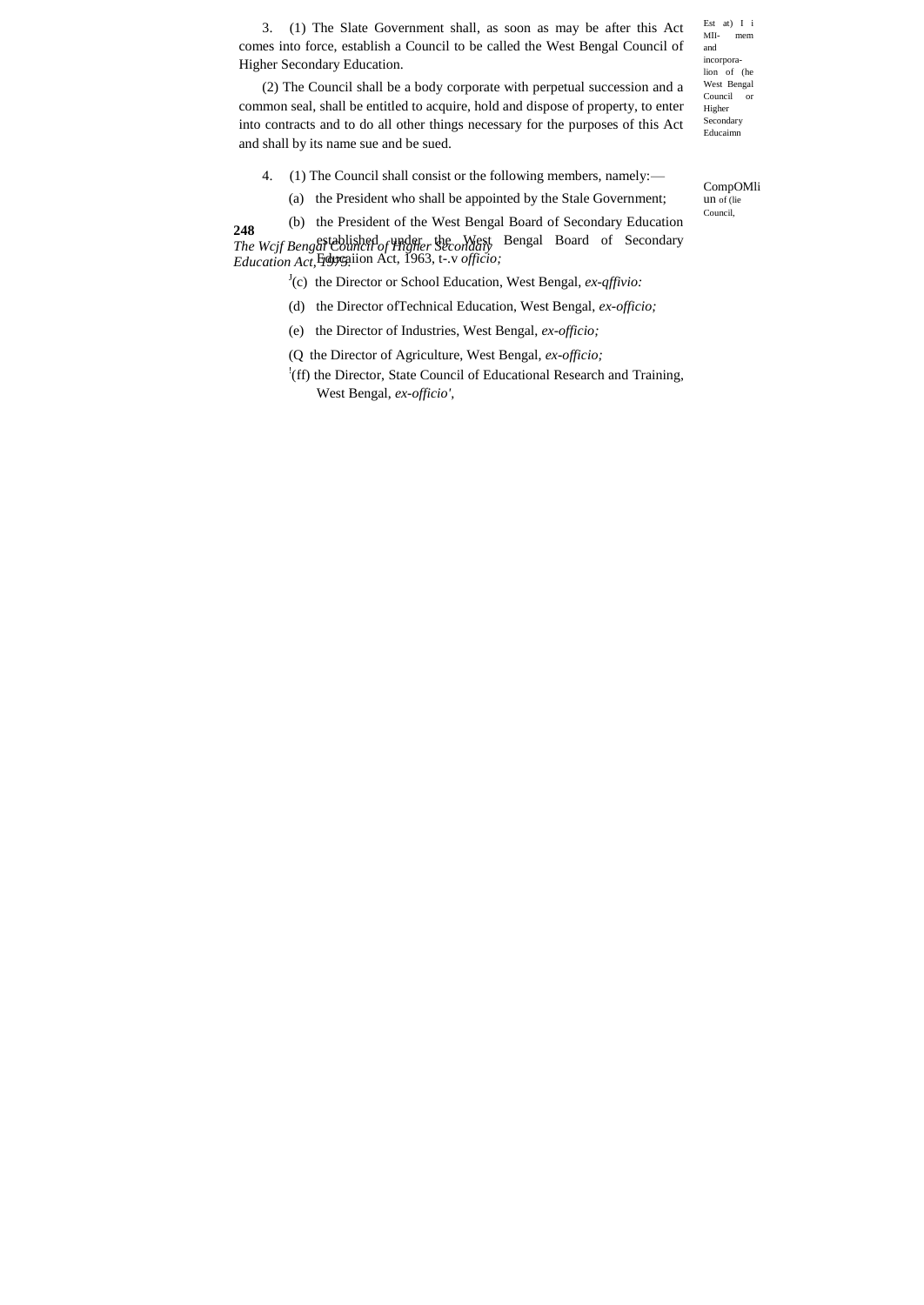3. (1) The Slate Government shall, as soon as may be after this Act comes into force, establish a Council to be called the West Bengal Council of Higher Secondary Education.

Est at) I i MII- mem and incorpora-lion of (he West Bengal Council or Higher Secondary Educaimn

(2) The Council shall be a body corporate with perpetual succession and a common seal, shall be entitled to acquire, hold and dispose of property, to enter into contracts and to do all other things necessary for the purposes of this Act and shall by its name sue and be sued.

4. (1) The Council shall consist or the following members, namely:—

CompOMli un of (lie Council,

(a) the President who shall be appointed by the Stale Government;

(b) the President of the West Bengal Board of Secondary Education established under the West Bengal Board of Secondary Educaiion Act, 1963, t-.v *officio;*

[J](c) the Director or School Education, West Bengal, *ex-qffivio:*

(d) the Director ofTechnical Education, West Bengal, *ex-officio;*

(e) the Director of Industries, West Bengal, *ex-officio;*

(Q the Director of Agriculture, West Bengal, *ex-officio;*

[!](ff) the Director, State Council of Educational Research and Training, West Bengal, *ex-officio',*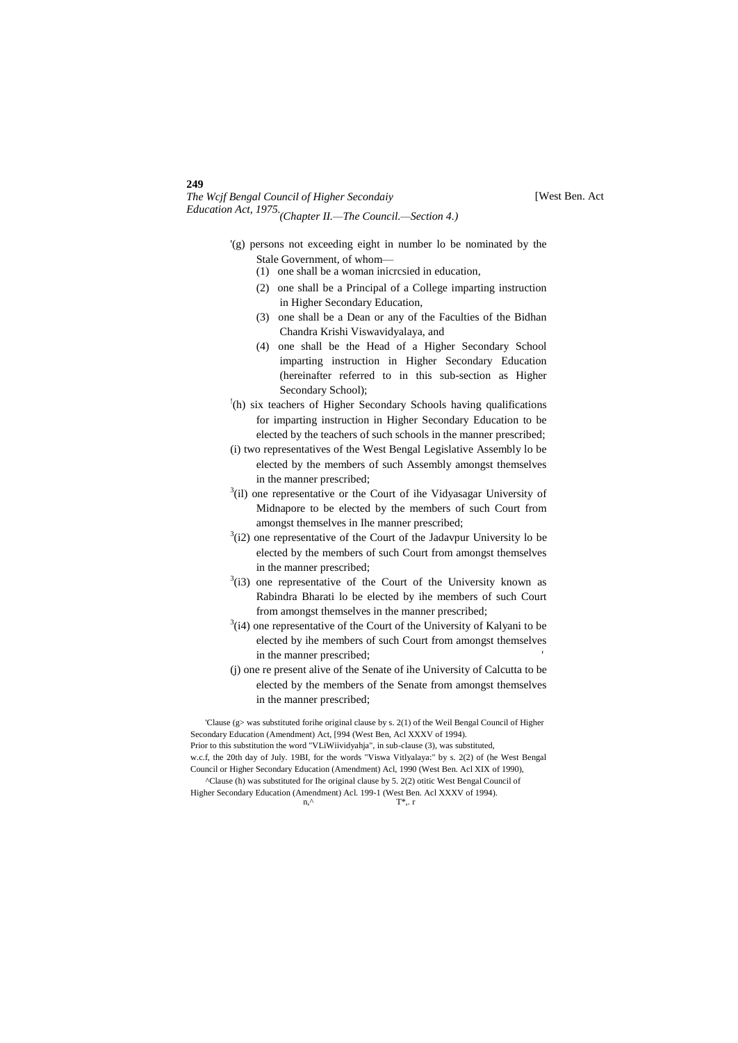(Chapter II.—The Council.—Section 4.)

[1](g) persons not exceeding eight in number lo be nominated by the Stale Government, of whom—

(1) one shall be a woman inicrcsied in education,

(2) one shall be a Principal of a College imparting instruction in Higher Secondary Education,

(3) one shall be a Dean or any of the Faculties of the Bidhan Chandra Krishi Viswavidyalaya, and

(4) one shall be the Head of a Higher Secondary School imparting instruction in Higher Secondary Education (hereinafter referred to in this sub-section as Higher Secondary School);

[!](h) six teachers of Higher Secondary Schools having qualifications for imparting instruction in Higher Secondary Education to be elected by the teachers of such schools in the manner prescribed;

(i) two representatives of the West Bengal Legislative Assembly lo be elected by the members of such Assembly amongst themselves in the manner prescribed;

[3](il) one representative or the Court of ihe Vidyasagar University of Midnapore to be elected by the members of such Court from amongst themselves in Ihe manner prescribed;

[3](i2) one representative of the Court of the Jadavpur University lo be elected by the members of such Court from amongst themselves in the manner prescribed;

[3](i3) one representative of the Court of the University known as Rabindra Bharati lo be elected by ihe members of such Court from amongst themselves in the manner prescribed;

[3](i4) one representative of the Court of the University of Kalyani to be elected by ihe members of such Court from amongst themselves in the manner prescribed;

(j) one re present alive of the Senate of ihe University of Calcutta to be elected by the members of the Senate from amongst themselves in the manner prescribed;

'Clause (g> was substituted forihe original clause by s. 2(1) of the Weil Bengal Council of Higher Secondary Education (Amendment) Act, [994 (West Ben, Acl XXXV of 1994).

Prior to this substitution the word "VLiWiividyahja", in sub-clause (3), was substituted, w.c.f, the 20th day of July. 19BI, for the words "Viswa Vitlyalaya:" by s. 2(2) of (he West Bengal Council or Higher Secondary Education (Amendment) Acl, 1990 (West Ben. Acl XIX of 1990),

^Clause (h) was substituted for Ihe original clause by 5. 2(2) otitic West Bengal Council of Higher Secondary Education (Amendment) Acl. 199-1 (West Ben. Acl XXXV of 1994).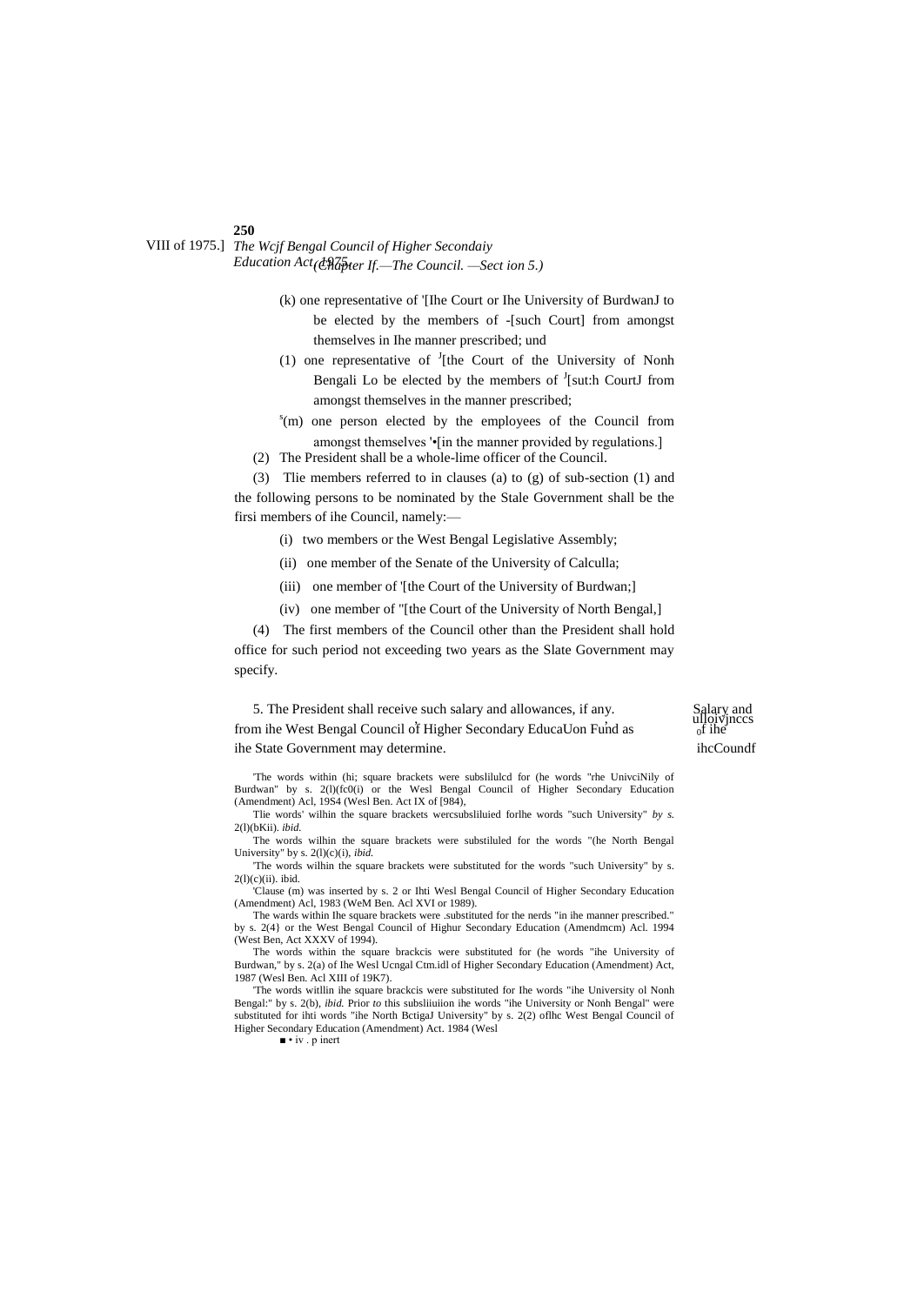(k) one representative of '[Ihe Court or Ihe University of BurdwanJ to be elected by the members of -[such Court] from amongst themselves in Ihe manner prescribed; und

(1) one representative of [J][the Court of the University of Nonh Bengali Lo be elected by the members of [J][sut:h CourtJ from amongst themselves in the manner prescribed;

[s](m) one person elected by the employees of the Council from amongst themselves '•[in the manner provided by regulations.]

(2) The President shall be a whole-lime officer of the Council.

(3) Tlie members referred to in clauses (a) to (g) of sub-section (1) and the following persons to be nominated by the Stale Government shall be the firsi members of ihe Council, namely:—

(i) two members or the West Bengal Legislative Assembly;

(ii) one member of the Senate of the University of Calculla;

(iii) one member of '[the Court of the University of Burdwan;]

(iv) one member of "[the Court of the University of North Bengal,]

(4) The first members of the Council other than the President shall hold office for such period not exceeding two years as the Slate Government may specify.

Salary and ulloivjnccs of ihe ihcCoundf

5. The President shall receive such salary and allowances, if any. from ihe West Bengal Council of Higher Secondary EducaUon Fund as ihe State Government may determine.

'The words within (hi; square brackets were subslilulcd for (he words "rhe UnivciNily of Burdwan" by s. 2(l)(fc0(i) or the Wesl Bengal Council of Higher Secondary Education (Amendment) Acl, 19S4 (Wesl Ben. Act IX of [984),

Tlie words' wilhin the square brackets wercsubsliluied forlhe words "such University" *by s.* 2(l)(bKii). *ibid.*

The words wilhin the square brackets were substiluled for the words "(he North Bengal University" by s. 2(l)(c)(i), *ibid.*

'The words wilhin the square brackets were substituted for the words "such University" by s. 2(l)(c)(ii). ibid.

'Clause (m) was inserted by s. 2 or Ihti Wesl Bengal Council of Higher Secondary Education (Amendment) Acl, 1983 (WeM Ben. Acl XVI or 1989).

The wards within Ihe square brackets were .substituted for the nerds "in ihe manner prescribed." by s. 2{4} or the West Bengal Council of Highur Secondary Education (Amendmcm) Acl. 1994 (West Ben, Act XXXV of 1994).

The words within the square brackcis were substituted for (he words "ihe University of Burdwan," by s. 2(a) of Ihe Wesl Ucngal Ctm.idl of Higher Secondary Education (Amendment) Act, 1987 (Wesl Ben. Acl XIII of 19K7).

'The words witllin ihe square brackcis were substituted for Ihe words "ihe University ol Nonh Bengal:" by s. 2(b), *ibid.* Prior *to* this subsliiuiion ihe words "ihe University or Nonh Bengal" were substituted for ihti words "ihe North BctigaJ University" by s. 2(2) oflhc West Bengal Council of Higher Secondary Education (Amendment) Act. 1984 (Wesl

■ • iv . p inert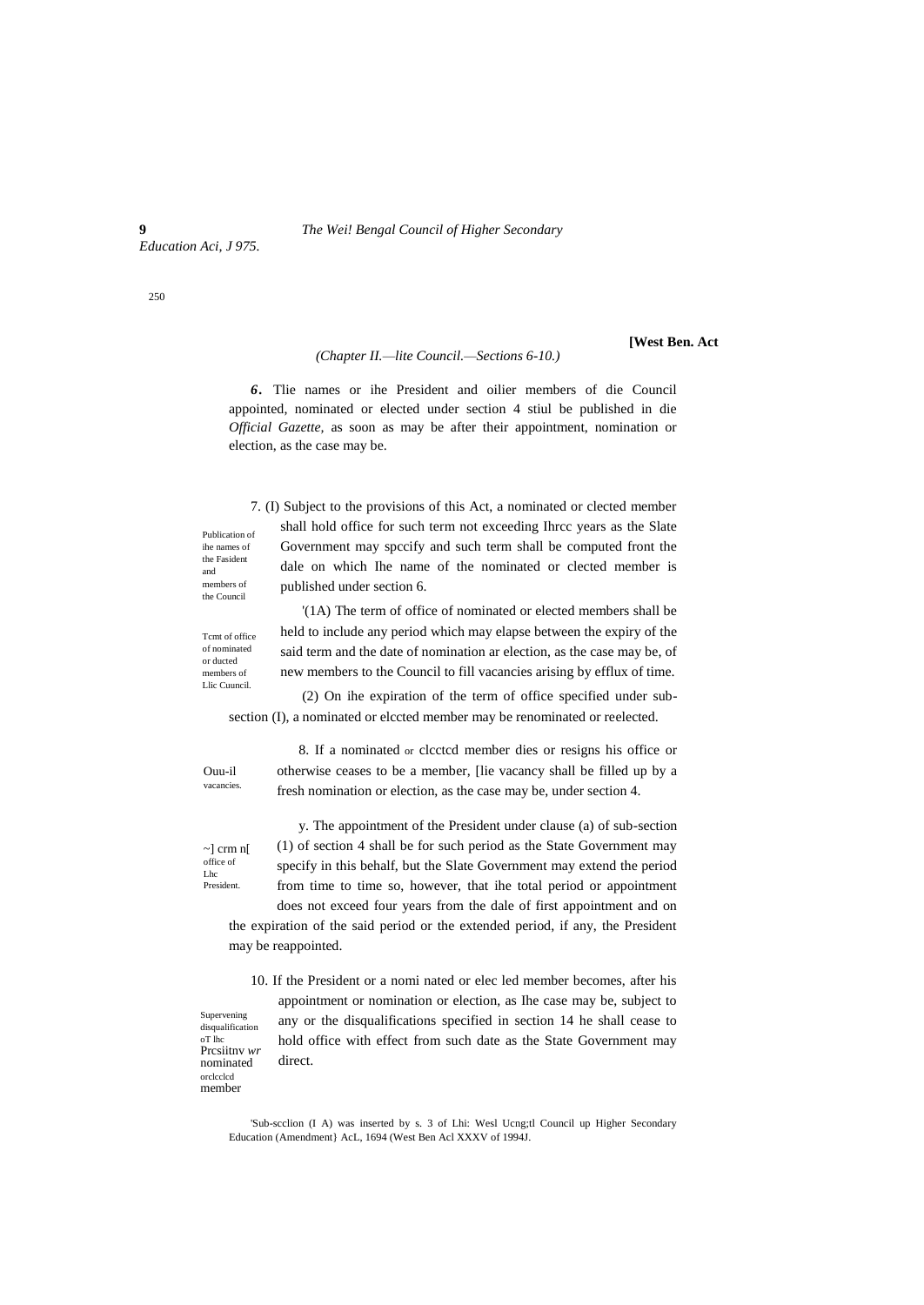*(Chapter II.—lite Council.—Sections 6-10.)*

*6***.** Tlie names or ihe President and oilier members of die Council appointed, nominated or elected under section 4 stiul be published in die *Official Gazette*, as soon as may be after their appointment, nomination or election, as the case may be.

Publication of ihe names of the Fasident and members of the Council

Tcmt of office of nominated or ducted members of Llic Cuuncil.

7. (I) Subject to the provisions of this Act, a nominated or clected member shall hold office for such term not exceeding Ihrcc years as the Slate Government may spccify and such term shall be computed front the dale on which Ihe name of the nominated or clected member is published under section 6.

'(1A) The term of office of nominated or elected members shall be held to include any period which may elapse between the expiry of the said term and the date of nomination ar election, as the case may be, of new members to the Council to fill vacancies arising by efflux of time.

(2) On ihe expiration of the term of office specified under sub-section (I), a nominated or elccted member may be renominated or reelected.

Ouu-il vacancies.

8. If a nominated or clcctcd member dies or resigns his office or otherwise ceases to be a member, [lie vacancy shall be filled up by a fresh nomination or election, as the case may be, under section 4.

~] crm n[ office of Lhc President.

y. The appointment of the President under clause (a) of sub-section (1) of section 4 shall be for such period as the State Government may specify in this behalf, but the Slate Government may extend the period from time to time so, however, that ihe total period or appointment does not exceed four years from the dale of first appointment and on the expiration of the said period or the extended period, if any, the President may be reappointed.

Supervening disqualification oT lhc Prcsiitnv *wr* nominated orclcclcd member

10. If the President or a nomi nated or elec led member becomes, after his appointment or nomination or election, as Ihe case may be, subject to any or the disqualifications specified in section 14 he shall cease to hold office with effect from such date as the State Government may direct.

'Sub-scclion (I A) was inserted by s. 3 of Lhi: Wesl Ucng;tl Council up Higher Secondary Education (Amendment} AcL, 1694 (West Ben Acl XXXV of 1994J.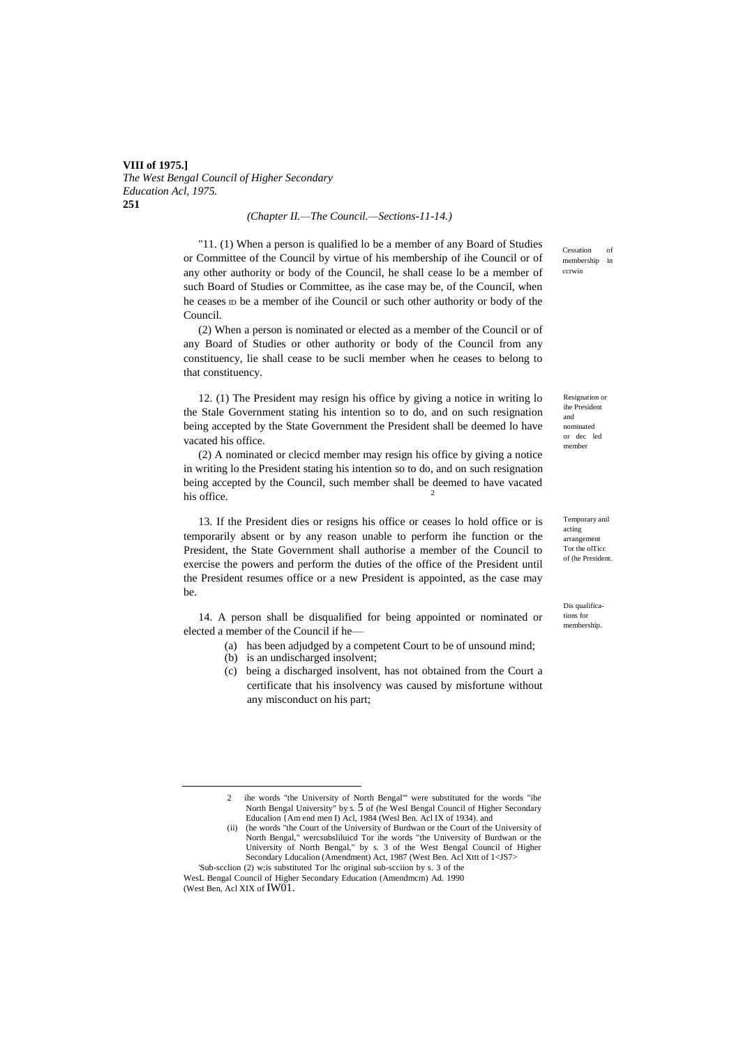*(Chapter II.—The Council.—Sections-11-14.)*

"11. (1) When a person is qualified lo be a member of any Board of Studies or Committee of the Council by virtue of his membership of ihe Council or of any other authority or body of the Council, he shall cease lo be a member of such Board of Studies or Committee, as ihe case may be, of the Council, when he ceases ID be a member of ihe Council or such other authority or body of the Council.

Cessation of membership in ccrwin

(2) When a person is nominated or elected as a member of the Council or of any Board of Studies or other authority or body of the Council from any constituency, lie shall cease to be sucli member when he ceases to belong to that constituency.

12. (1) The President may resign his office by giving a notice in writing lo the Stale Government stating his intention so to do, and on such resignation being accepted by the State Government the President shall be deemed lo have vacated his office.

Resignation or ihe President and nominated or dec led member

(2) A nominated or clecicd member may resign his office by giving a notice in writing lo the President stating his intention so to do, and on such resignation being accepted by the Council, such member shall be deemed to have vacated his office. [2]

13. If the President dies or resigns his office or ceases lo hold office or is temporarily absent or by any reason unable to perform ihe function or the President, the State Government shall authorise a member of the Council to exercise the powers and perform the duties of the office of the President until the President resumes office or a new President is appointed, as the case may be.

Temporary anil acting arrangement Tor the ofTicc of (he President.

14. A person shall be disqualified for being appointed or nominated or elected a member of the Council if he—

Dis qualifications for membership.

(a) has been adjudged by a competent Court to be of unsound mind;
(b) is an undischarged insolvent;
(c) being a discharged insolvent, has not obtained from the Court a certificate that his insolvency was caused by misfortune without any misconduct on his part;

---

2 ihe words "the University of North Bengal"' were substituted for the words "ihe North Bengal University" by s. 5 of (he Wesl Bengal Council of Higher Secondary Educalion {Am end men I) Acl, 1984 (Wesl Ben. Acl IX of 1934). and

(ii) (he words "the Court of the University of Burdwan or the Court of the University of North Bengal," wercsubsliluicd Tor ihe words "the University of Burdwan or the University of North Bengal," by s. 3 of the West Bengal Council of Higher Secondary Lducalion (Amendment) Act, 1987 (West Ben. Acl Xttt of 1<JS7>

'Sub-scclion (2) w;is substituted Tor lhc original sub-scciion by s. 3 of the WesL Bengal Council of Higher Secondary Education (Amendmcm) Ad. 1990 (West Ben, Acl XIX of IW01.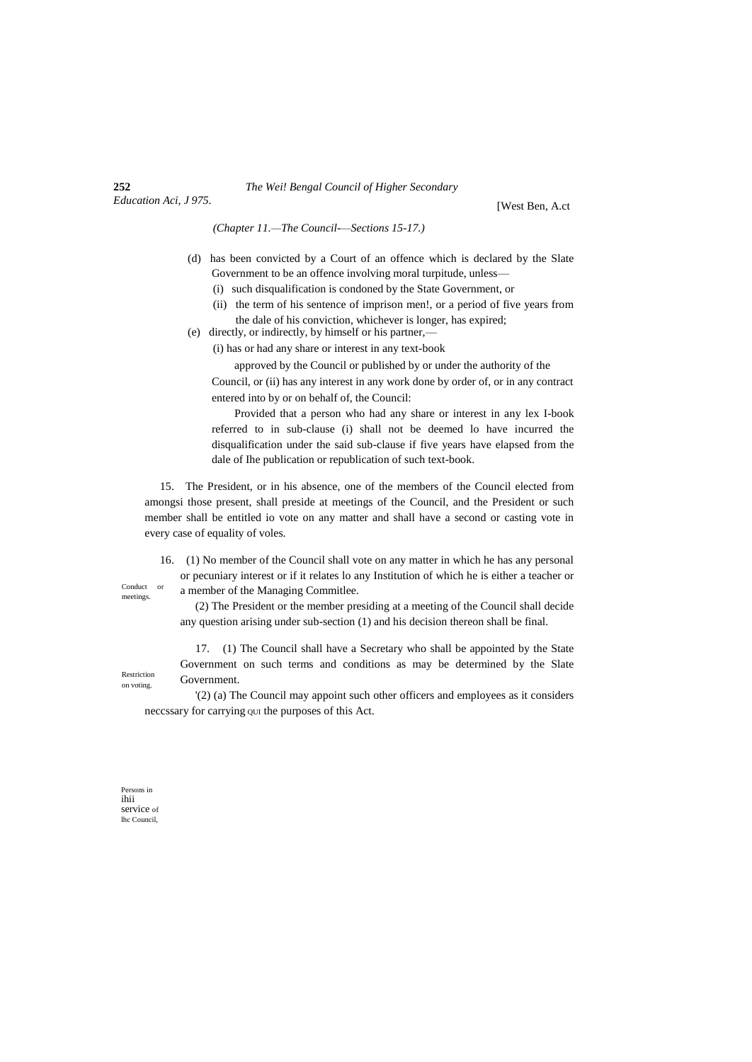*(Chapter 11.—The Council-—Sections 15-17.)*

(d) has been convicted by a Court of an offence which is declared by the Slate Government to be an offence involving moral turpitude, unless—

(i) such disqualification is condoned by the State Government, or

(ii) the term of his sentence of imprison men!, or a period of five years from the dale of his conviction, whichever is longer, has expired;

(e) directly, or indirectly, by himself or his partner,—

(i) has or had any share or interest in any text-book approved by the Council or published by or under the authority of the Council, or (ii) has any interest in any work done by order of, or in any contract entered into by or on behalf of, the Council:

Provided that a person who had any share or interest in any lex I-book referred to in sub-clause (i) shall not be deemed lo have incurred the disqualification under the said sub-clause if five years have elapsed from the dale of Ihe publication or republication of such text-book.

Conduct or meetings.

15. The President, or in his absence, one of the members of the Council elected from amongsi those present, shall preside at meetings of the Council, and the President or such member shall be entitled io vote on any matter and shall have a second or casting vote in every case of equality of voles.

Restriction on voting.

16. (1) No member of the Council shall vote on any matter in which he has any personal or pecuniary interest or if it relates lo any Institution of which he is either a teacher or a member of the Managing Commitlee.

(2) The President or the member presiding at a meeting of the Council shall decide any question arising under sub-section (1) and his decision thereon shall be final.

Persons in ihii service of lhc Council,

17. (1) The Council shall have a Secretary who shall be appointed by the State Government on such terms and conditions as may be determined by the Slate Government.

'(2) (a) The Council may appoint such other officers and employees as it considers neccssary for carrying QUI the purposes of this Act.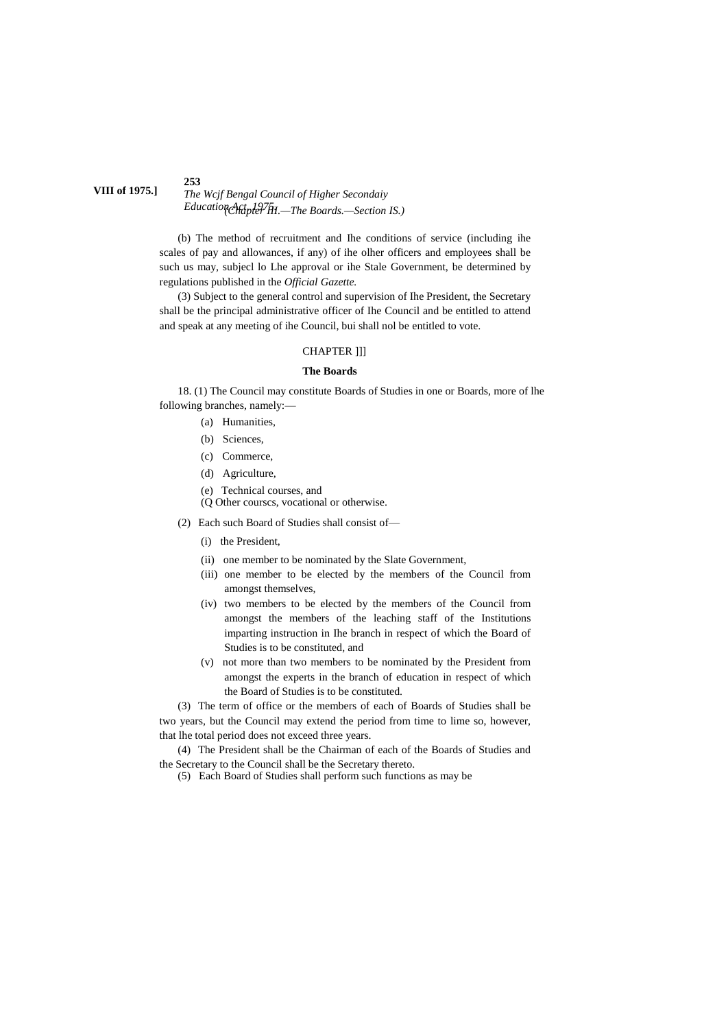(b) The method of recruitment and Ihe conditions of service (including ihe scales of pay and allowances, if any) of ihe olher officers and employees shall be such us may, subjecl lo Lhe approval or ihe Stale Government, be determined by regulations published in the *Official Gazette.*

(3) Subject to the general control and supervision of Ihe President, the Secretary shall be the principal administrative officer of Ihe Council and be entitled to attend and speak at any meeting of ihe Council, bui shall nol be entitled to vote.

## CHAPTER ]]]

### The Boards

18. (1) The Council may constitute Boards of Studies in one or Boards, more of lhe following branches, namely:—

(a) Humanities,

(b) Sciences,

(c) Commerce,

(d) Agriculture,

(e) Technical courses, and

(Q Other courscs, vocational or otherwise.

(2) Each such Board of Studies shall consist of—

(i) the President,

(ii) one member to be nominated by the Slate Government,

(iii) one member to be elected by the members of the Council from amongst themselves,

(iv) two members to be elected by the members of the Council from amongst the members of the leaching staff of the Institutions imparting instruction in Ihe branch in respect of which the Board of Studies is to be constituted, and

(v) not more than two members to be nominated by the President from amongst the experts in the branch of education in respect of which the Board of Studies is to be constituted.

(3) The term of office or the members of each of Boards of Studies shall be two years, but the Council may extend the period from time to lime so, however, that lhe total period does not exceed three years.

(4) The President shall be the Chairman of each of the Boards of Studies and the Secretary to the Council shall be the Secretary thereto.

(5) Each Board of Studies shall perform such functions as may be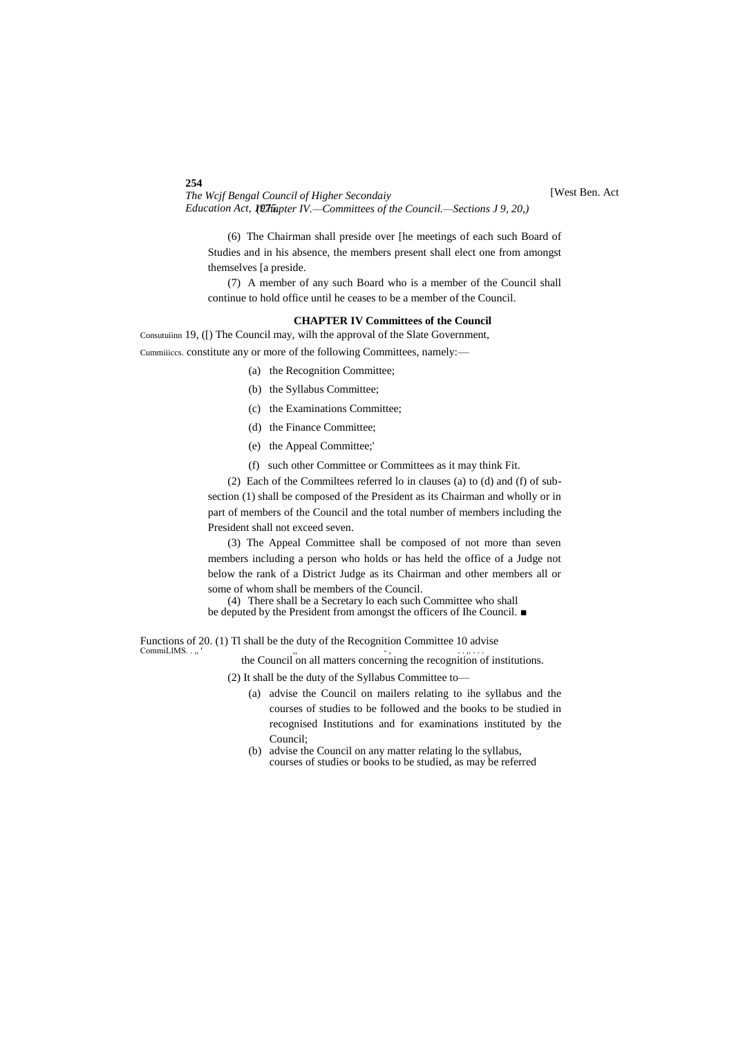(6) The Chairman shall preside over [he meetings of each such Board of Studies and in his absence, the members present shall elect one from amongst themselves [a preside.

(7) A member of any such Board who is a member of the Council shall continue to hold office until he ceases to be a member of the Council.

## CHAPTER IV Committees of the Council

Consutuiinn Cummiiccs. 19, ([) The Council may, wilh the approval of the Slate Government, constitute any or more of the following Committees, namely:—

(a) the Recognition Committee;

(b) the Syllabus Committee;

(c) the Examinations Committee;

(d) the Finance Committee;

(e) the Appeal Committee;'

(f) such other Committee or Committees as it may think Fit.

(2) Each of the Commiltees referred lo in clauses (a) to (d) and (f) of sub-section (1) shall be composed of the President as its Chairman and wholly or in part of members of the Council and the total number of members including the President shall not exceed seven.

(3) The Appeal Committee shall be composed of not more than seven members including a person who holds or has held the office of a Judge not below the rank of a District Judge as its Chairman and other members all or some of whom shall be members of the Council.

(4) There shall be a Secretary lo each such Committee who shall be deputed by the President from amongst the officers of Ihe Council. ■

Functions of CommiLlMS. 20. (1) Tl shall be the duty of the Recognition Committee 10 advise the Council on all matters concerning the recognition of institutions.

(2) It shall be the duty of the Syllabus Committee to—

(a) advise the Council on mailers relating to ihe syllabus and the courses of studies to be followed and the books to be studied in recognised Institutions and for examinations instituted by the Council;

(b) advise the Council on any matter relating lo the syllabus, courses of studies or books to be studied, as may be referred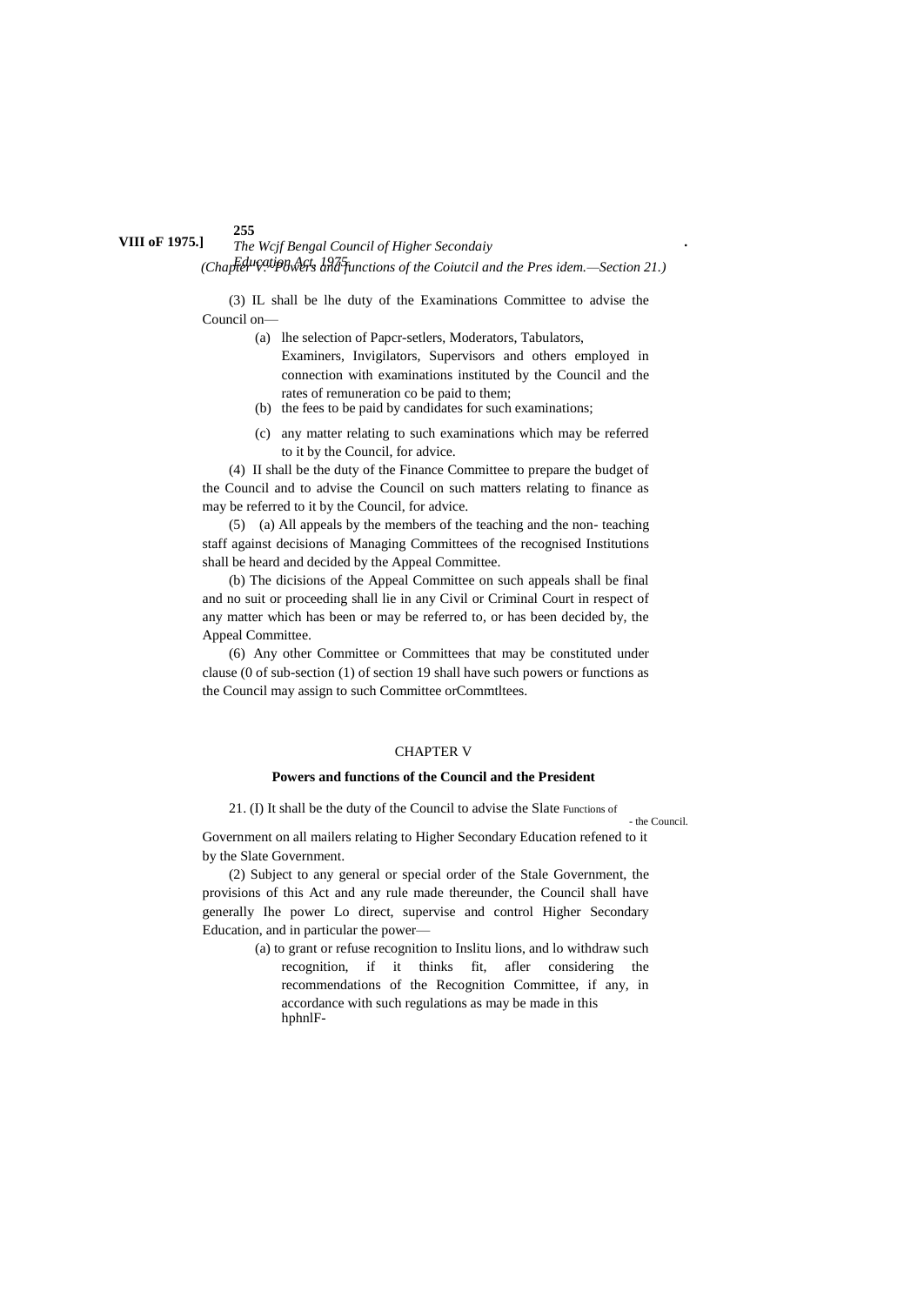(3) IL shall be lhe duty of the Examinations Committee to advise the Council on—

(a) lhe selection of Papcr-setlers, Moderators, Tabulators, Examiners, Invigilators, Supervisors and others employed in connection with examinations instituted by the Council and the rates of remuneration co be paid to them;

(b) the fees to be paid by candidates for such examinations;

(c) any matter relating to such examinations which may be referred to it by the Council, for advice.

(4) II shall be the duty of the Finance Committee to prepare the budget of the Council and to advise the Council on such matters relating to finance as may be referred to it by the Council, for advice.

(5) (a) All appeals by the members of the teaching and the non- teaching staff against decisions of Managing Committees of the recognised Institutions shall be heard and decided by the Appeal Committee.

(b) The dicisions of the Appeal Committee on such appeals shall be final and no suit or proceeding shall lie in any Civil or Criminal Court in respect of any matter which has been or may be referred to, or has been decided by, the Appeal Committee.

(6) Any other Committee or Committees that may be constituted under clause (0 of sub-section (1) of section 19 shall have such powers or functions as the Council may assign to such Committee orCommtltees.

## CHAPTER V

### Powers and functions of the Council and the President

Functions of - the Council.

21. (I) It shall be the duty of the Council to advise the Slate Government on all mailers relating to Higher Secondary Education refened to it by the Slate Government.

(2) Subject to any general or special order of the Stale Government, the provisions of this Act and any rule made thereunder, the Council shall have generally Ihe power Lo direct, supervise and control Higher Secondary Education, and in particular the power—

(a) to grant or refuse recognition to Inslitu lions, and lo withdraw such recognition, if it thinks fit, afler considering the recommendations of the Recognition Committee, if any, in accordance with such regulations as may be made in this hphnlF-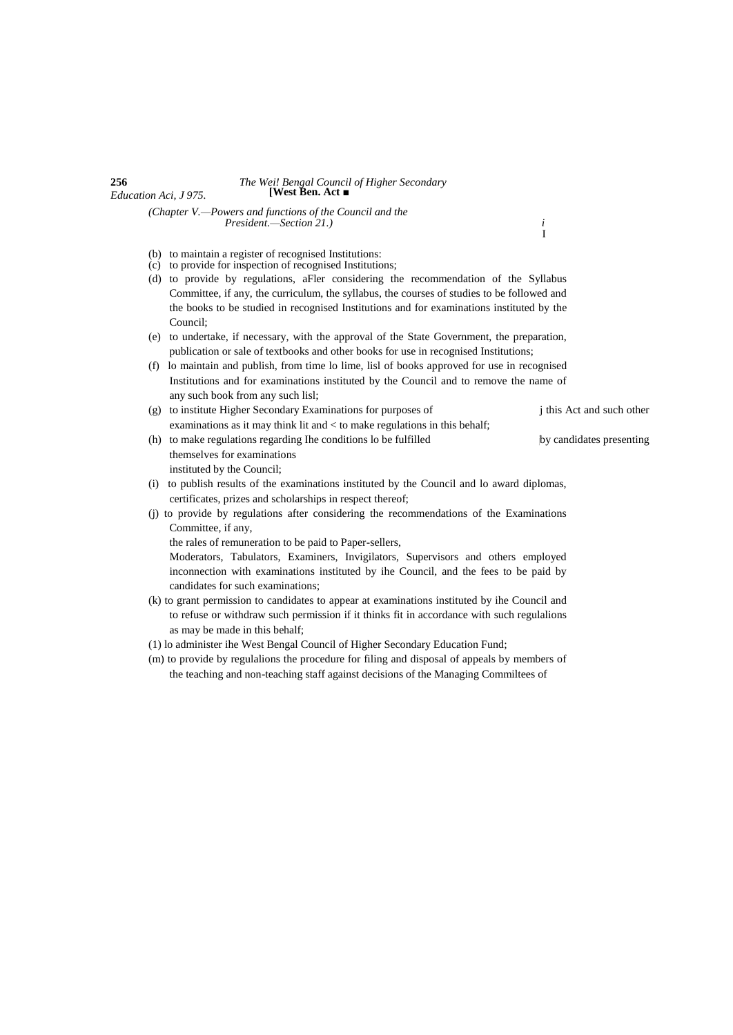(Chapter V.—Powers and functions of the Council and the President.—Section 21.)

(b) to maintain a register of recognised Institutions:

(c) to provide for inspection of recognised Institutions;

(d) to provide by regulations, aFler considering the recommendation of the Syllabus Committee, if any, the curriculum, the syllabus, the courses of studies to be followed and the books to be studied in recognised Institutions and for examinations instituted by the Council;

(e) to undertake, if necessary, with the approval of the State Government, the preparation, publication or sale of textbooks and other books for use in recognised Institutions;

(f) lo maintain and publish, from time lo lime, lisl of books approved for use in recognised Institutions and for examinations instituted by the Council and to remove the name of any such book from any such lisl;

(g) to institute Higher Secondary Examinations for purposes of this Act and such other examinations as it may think lit and < to make regulations in this behalf;

(h) to make regulations regarding Ihe conditions lo be fulfilled by candidates presenting themselves for examinations instituted by the Council;

(i) to publish results of the examinations instituted by the Council and lo award diplomas, certificates, prizes and scholarships in respect thereof;

(j) to provide by regulations after considering the recommendations of the Examinations Committee, if any, the rales of remuneration to be paid to Paper-sellers, Moderators, Tabulators, Examiners, Invigilators, Supervisors and others employed inconnection with examinations instituted by ihe Council, and the fees to be paid by candidates for such examinations;

(k) to grant permission to candidates to appear at examinations instituted by ihe Council and to refuse or withdraw such permission if it thinks fit in accordance with such regulalions as may be made in this behalf;

(1) lo administer ihe West Bengal Council of Higher Secondary Education Fund;

(m) to provide by regulalions the procedure for filing and disposal of appeals by members of the teaching and non-teaching staff against decisions of the Managing Commiltees of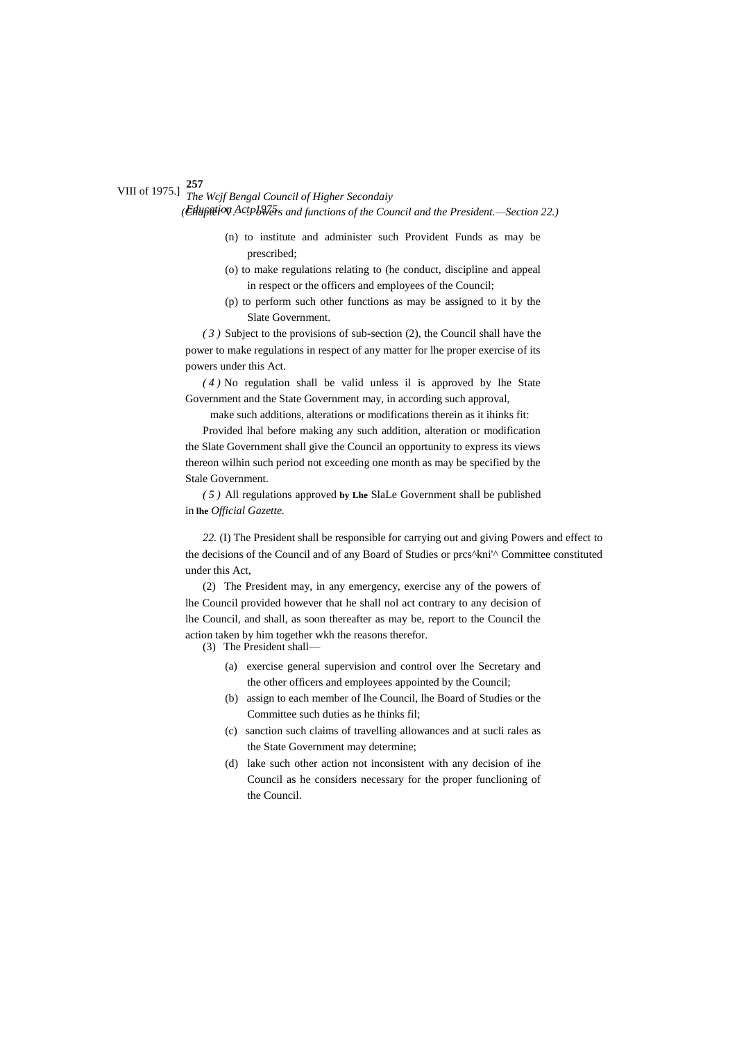(n) to institute and administer such Provident Funds as may be prescribed;

(o) to make regulations relating to (he conduct, discipline and appeal in respect or the officers and employees of the Council;

(p) to perform such other functions as may be assigned to it by the Slate Government.

*(3)* Subject to the provisions of sub-section (2), the Council shall have the power to make regulations in respect of any matter for lhe proper exercise of its powers under this Act.

*(4)* No regulation shall be valid unless il is approved by lhe State Government and the State Government may, in according such approval, make such additions, alterations or modifications therein as it ihinks fit:

Provided lhal before making any such addition, alteration or modification the Slate Government shall give the Council an opportunity to express its views thereon wilhin such period not exceeding one month as may be specified by the Stale Government.

*(5)* All regulations approved **by Lhe** SlaLe Government shall be published in **lhe** *Official Gazette.*

*22.* (I) The President shall be responsible for carrying out and giving Powers and effect to the decisions of the Council and of any Board of Studies or prcs^kni'^ Committee constituted under this Act,

(2) The President may, in any emergency, exercise any of the powers of lhe Council provided however that he shall nol act contrary to any decision of lhe Council, and shall, as soon thereafter as may be, report to the Council the action taken by him together wkh the reasons therefor.

(3) The President shall—

(a) exercise general supervision and control over lhe Secretary and the other officers and employees appointed by the Council;

(b) assign to each member of lhe Council, lhe Board of Studies or the Committee such duties as he thinks fil;

(c) sanction such claims of travelling allowances and at sucli rales as the State Government may determine;

(d) lake such other action not inconsistent with any decision of ihe Council as he considers necessary for the proper funclioning of the Council.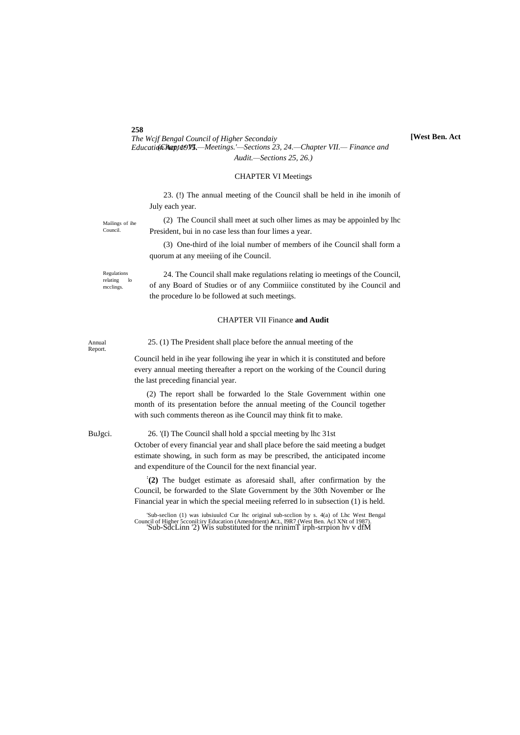(Chapter VI.—Meetings.—Sections 23, 24.—Chapter VII.— Finance and Audit.—Sections 25, 26.)

## CHAPTER VI Meetings

Mailings of ihe Council.

23. (!) The annual meeting of the Council shall be held in ihe imonih of July each year.

(2) The Council shall meet at such olher limes as may be appoinled by lhc President, bui in no case less than four limes a year.

(3) One-third of ihe loial number of members of ihe Council shall form a quorum at any meeiing of ihe Council.

Regulations relating lo mcclings.

24. The Council shall make regulations relating io meetings of the Council, of any Board of Studies or of any Commiiice constituted by ihe Council and the procedure lo be followed at such meetings.

## CHAPTER VII Finance **and Audit**

Annual Report.

25. (1) The President shall place before the annual meeting of the Council held in ihe year following ihe year in which it is constituted and before every annual meeting thereafter a report on the working of the Council during the last preceding financial year.

(2) The report shall be forwarded lo the Stale Government within one month of its presentation before the annual meeting of the Council together with such comments thereon as ihe Council may think fit to make.

BuJgci.

26. [1](I) The Council shall hold a spccial meeting by lhc 31st October of every financial year and shall place before the said meeting a budget estimate showing, in such form as may be prescribed, the anticipated income and expenditure of the Council for the next financial year.

[2]**(2)** The budget estimate as aforesaid shall, after confirmation by the Council, be forwarded to the Slate Government by the 30th November or Ihe Financial year in which the special meeiing referred lo in subsection (1) is held.

[1]Sub-seclion (1) was iubsiuulcd Cur lhc original sub-scclion by s. 4(a) of Lhc West Bengal Council of Higher 5cconil:iry Education (Amendment) ACL, I9R7 (West Ben. Acl XNt of 1987).
[2]Sub-SdcLinn '2) Wis substituted for the nrinimT irph-srrpion hv v dfM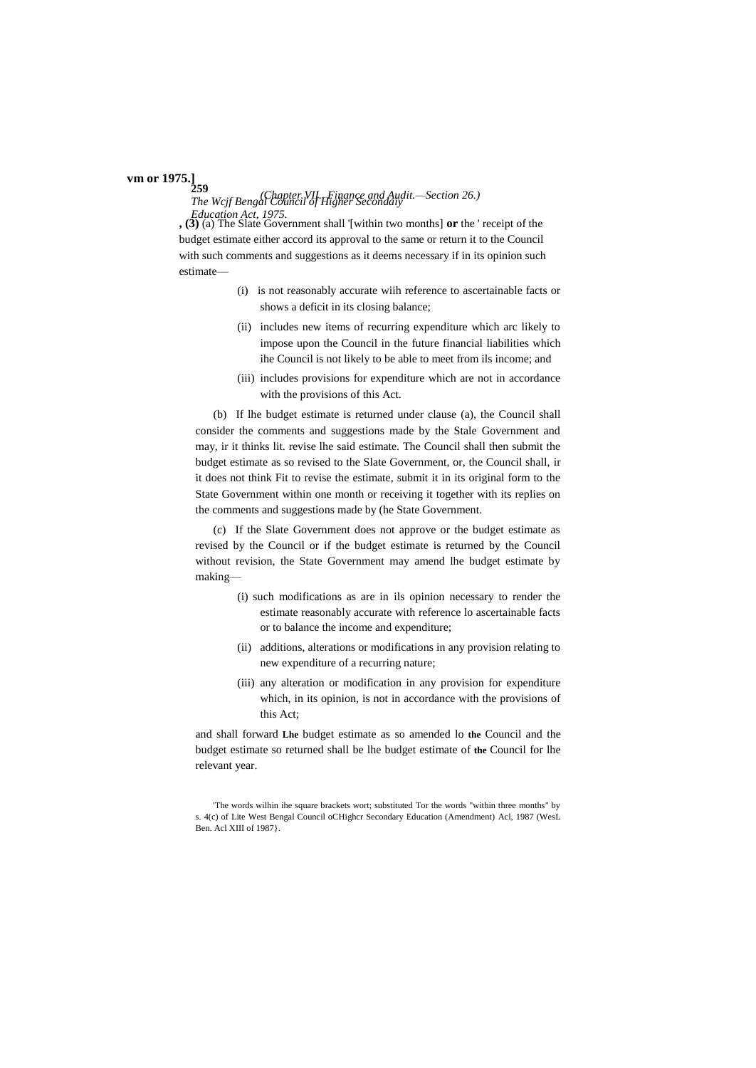(3) (a) The Slate Government shall '[within two months] **or** the ' receipt of the budget estimate either accord its approval to the same or return it to the Council with such comments and suggestions as it deems necessary if in its opinion such estimate—

(i) is not reasonably accurate wiih reference to ascertainable facts or shows a deficit in its closing balance;

(ii) includes new items of recurring expenditure which arc likely to impose upon the Council in the future financial liabilities which ihe Council is not likely to be able to meet from ils income; and

(iii) includes provisions for expenditure which are not in accordance with the provisions of this Act.

(b) If lhe budget estimate is returned under clause (a), the Council shall consider the comments and suggestions made by the Stale Government and may, ir it thinks lit. revise lhe said estimate. The Council shall then submit the budget estimate as so revised to the Slate Government, or, the Council shall, ir it does not think Fit to revise the estimate, submit it in its original form to the State Government within one month or receiving it together with its replies on the comments and suggestions made by (he State Government.

(c) If the Slate Government does not approve or the budget estimate as revised by the Council or if the budget estimate is returned by the Council without revision, the State Government may amend lhe budget estimate by making—

(i) such modifications as are in ils opinion necessary to render the estimate reasonably accurate with reference lo ascertainable facts or to balance the income and expenditure;

(ii) additions, alterations or modifications in any provision relating to new expenditure of a recurring nature;

(iii) any alteration or modification in any provision for expenditure which, in its opinion, is not in accordance with the provisions of this Act;

and shall forward **Lhe** budget estimate as so amended lo **the** Council and the budget estimate so returned shall be lhe budget estimate of **the** Council for lhe relevant year.

'The words wilhin ihe square brackets wort; substituted Tor the words "within three months" by s. 4(c) of Lite West Bengal Council oCHighcr Secondary Education (Amendment) Acl, 1987 (WesL Ben. Acl XIII of 1987}.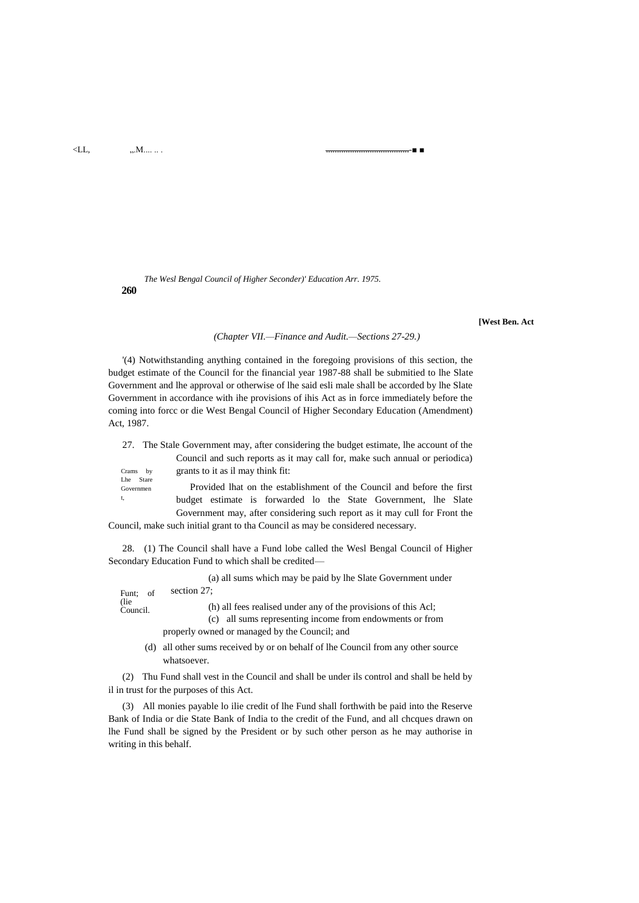*(Chapter VII.—Finance and Audit.—Sections 27-29.)*

'(4) Notwithstanding anything contained in the foregoing provisions of this section, the budget estimate of the Council for the financial year 1987-88 shall be submitied to lhe Slate Government and lhe approval or otherwise of lhe said esli male shall be accorded by lhe Slate Government in accordance with ihe provisions of ihis Act as in force immediately before the coming into forcc or die West Bengal Council of Higher Secondary Education (Amendment) Act, 1987.

Crams by Lhe Stare Governmen t,

27. The Stale Government may, after considering the budget estimate, lhe account of the Council and such reports as it may call for, make such annual or periodica) grants to it as il may think fit:

Provided lhat on the establishment of the Council and before the first budget estimate is forwarded lo the State Government, lhe Slate Government may, after considering such report as it may cull for Front the Council, make such initial grant to tha Council as may be considered necessary.

Funt; of (lie Council.

28. (1) The Council shall have a Fund lobe called the Wesl Bengal Council of Higher Secondary Education Fund to which shall be credited—

(a) all sums which may be paid by lhe Slate Government under section 27;

(h) all fees realised under any of the provisions of this Acl;

(c) all sums representing income from endowments or from properly owned or managed by the Council; and

(d) all other sums received by or on behalf of lhe Council from any other source whatsoever.

(2) Thu Fund shall vest in the Council and shall be under ils control and shall be held by il in trust for the purposes of this Act.

(3) All monies payable lo ilie credit of lhe Fund shall forthwith be paid into the Reserve Bank of India or die State Bank of India to the credit of the Fund, and all chcques drawn on lhe Fund shall be signed by the President or by such other person as he may authorise in writing in this behalf.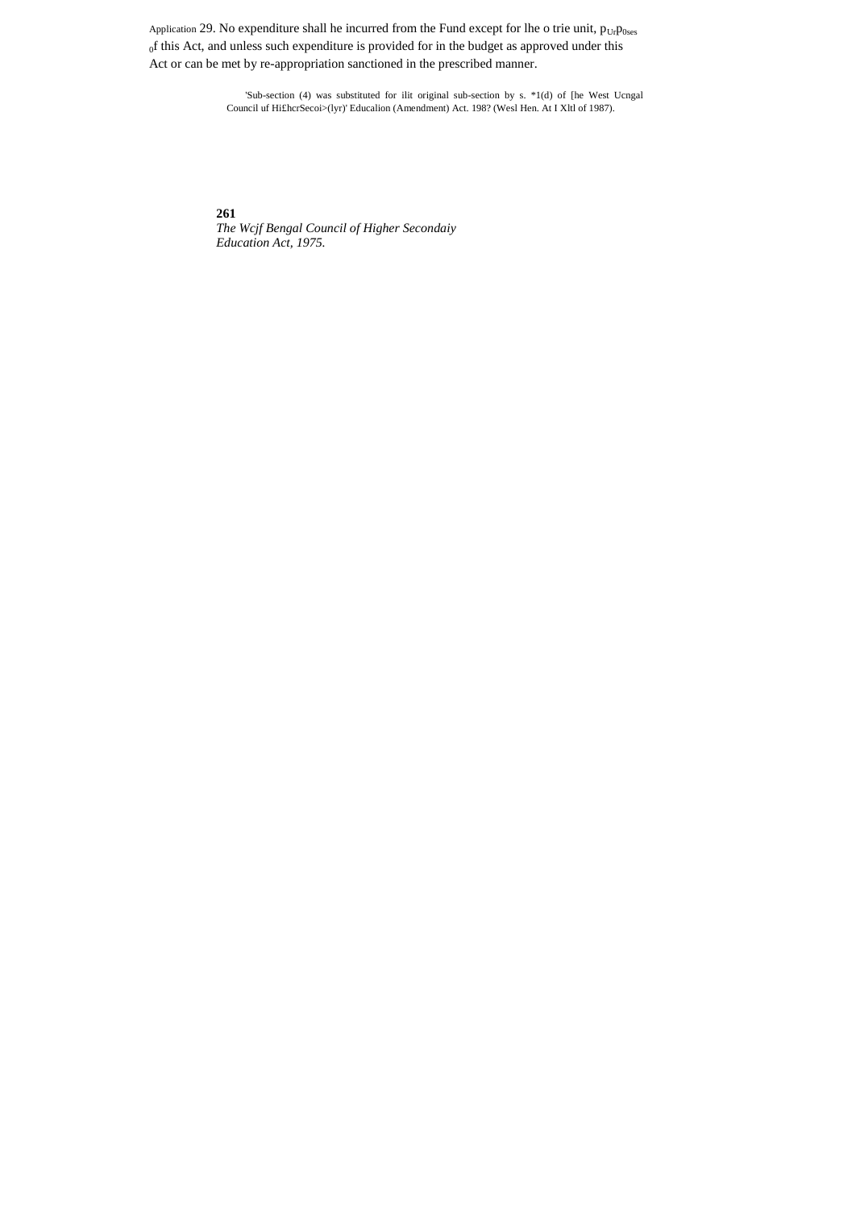Application 29. No expenditure shall he incurred from the Fund except for lhe o trie unit, pUrp0ses 0f this Act, and unless such expenditure is provided for in the budget as approved under this Act or can be met by re-appropriation sanctioned in the prescribed manner.

'Sub-section (4) was substituted for ilit original sub-section by s. *1(d) of [he West Ucngal Council uf Hi£hcrSecoi>(lyr)' Educalion (Amendment) Act. 198? (Wesl Hen. At I Xltl of 1987).

*The Wcjf Bengal Council of Higher Secondaiy Education Act, 1975.*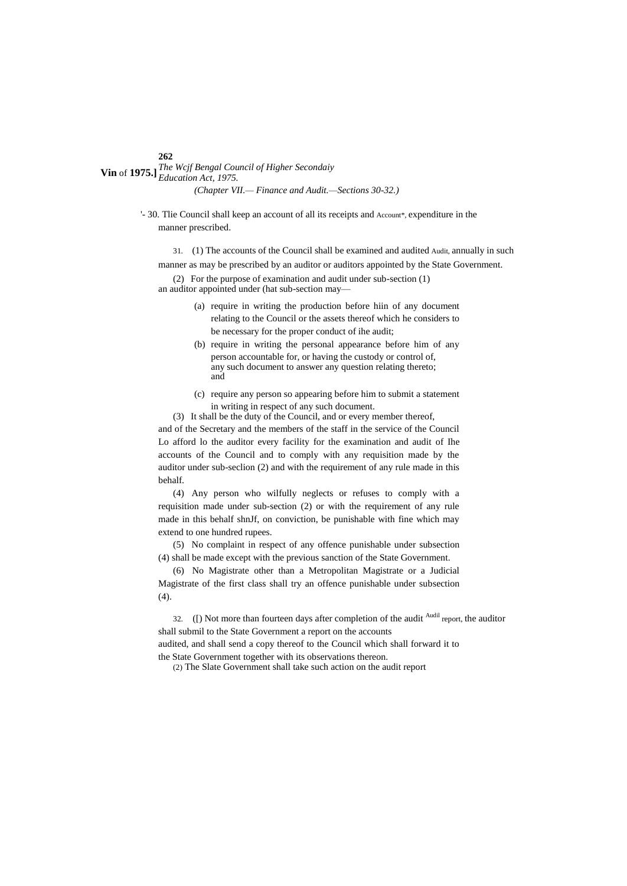*(Chapter VII.— Finance and Audit.—Sections 30-32.)*

'- 30. Tlie Council shall keep an account of all its receipts and Account*, expenditure in the manner prescribed.

31. (1) The accounts of the Council shall be examined and audited Audit, annually in such manner as may be prescribed by an auditor or auditors appointed by the State Government.

(2) For the purpose of examination and audit under sub-section (1) an auditor appointed under (hat sub-section may—

(a) require in writing the production before hiin of any document relating to the Council or the assets thereof which he considers to be necessary for the proper conduct of ihe audit;

(b) require in writing the personal appearance before him of any person accountable for, or having the custody or control of, any such document to answer any question relating thereto; and

(c) require any person so appearing before him to submit a statement in writing in respect of any such document.

(3) It shall be the duty of the Council, and or every member thereof, and of the Secretary and the members of the staff in the service of the Council Lo afford lo the auditor every facility for the examination and audit of Ihe accounts of the Council and to comply with any requisition made by the auditor under sub-seclion (2) and with the requirement of any rule made in this behalf.

(4) Any person who wilfully neglects or refuses to comply with a requisition made under sub-section (2) or with the requirement of any rule made in this behalf shnJf, on conviction, be punishable with fine which may extend to one hundred rupees.

(5) No complaint in respect of any offence punishable under subsection (4) shall be made except with the previous sanction of the State Government.

(6) No Magistrate other than a Metropolitan Magistrate or a Judicial Magistrate of the first class shall try an offence punishable under subsection (4).

32. ([) Not more than fourteen days after completion of the audit Audil report, the auditor shall submil to the State Government a report on the accounts audited, and shall send a copy thereof to the Council which shall forward it to the State Government together with its observations thereon.

(2) The Slate Government shall take such action on the audit report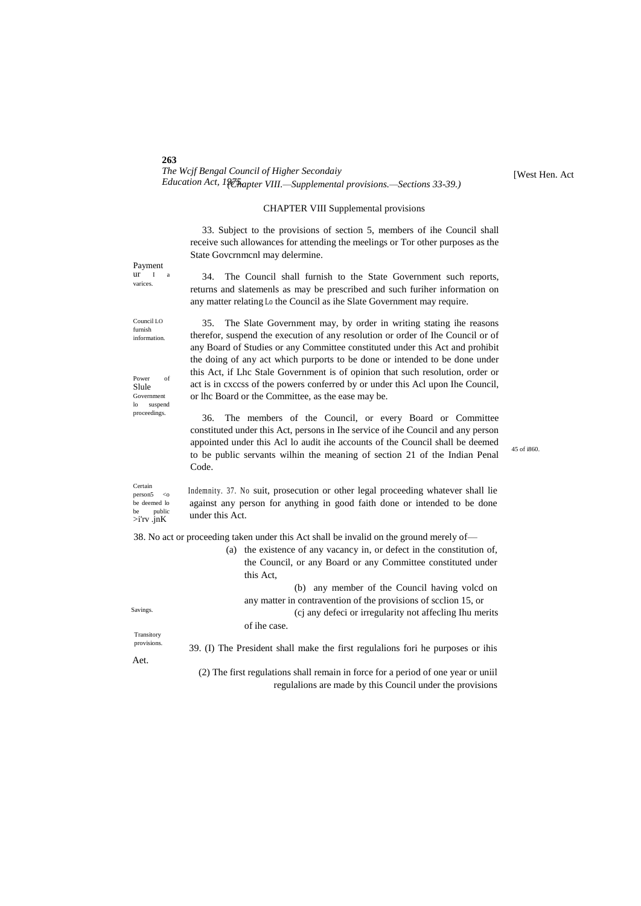## CHAPTER VIII Supplemental provisions

Payment ur I a varices.

33. Subject to the provisions of section 5, members of ihe Council shall receive such allowances for attending the meelings or Tor other purposes as the State Govcrnmcnl may delermine.

Council LO furnish information.

34. The Council shall furnish to the State Government such reports, returns and slatemenls as may be prescribed and such furiher information on any matter relating Lo the Council as ihe Slate Government may require.

Power of Slule Government lo suspend proceedings.

35. The Slate Government may, by order in writing stating ihe reasons therefor, suspend the execution of any resolution or order of Ihe Council or of any Board of Studies or any Committee constituted under this Act and prohibit the doing of any act which purports to be done or intended to be done under this Act, if Lhc Stale Government is of opinion that such resolution, order or act is in cxccss of the powers conferred by or under this Acl upon Ihe Council, or lhc Board or the Committee, as the ease may be.

Certain person5 <o be deemed lo be public >i'rv .jnK

36. The members of the Council, or every Board or Committee constituted under this Act, persons in Ihe service of ihe Council and any person appointed under this Acl lo audit ihe accounts of the Council shall be deemed to be public servants wilhin the meaning of section 21 of the Indian Penal Code.

45 of i860.

Indemnity. 37. No suit, prosecution or other legal proceeding whatever shall lie against any person for anything in good faith done or intended to be done under this Act.

Savings.

38. No act or proceeding taken under this Act shall be invalid on the ground merely of—

(a) the existence of any vacancy in, or defect in the constitution of, the Council, or any Board or any Committee constituted under this Act,

(b) any member of the Council having volcd on any matter in contravention of the provisions of scclion 15, or

(cj any defeci or irregularity not affecling Ihu merits of ihe case.

Transitory provisions.

39. (I) The President shall make the first regulalions fori he purposes or ihis Aet.

(2) The first regulations shall remain in force for a period of one year or uniil regulalions are made by this Council under the provisions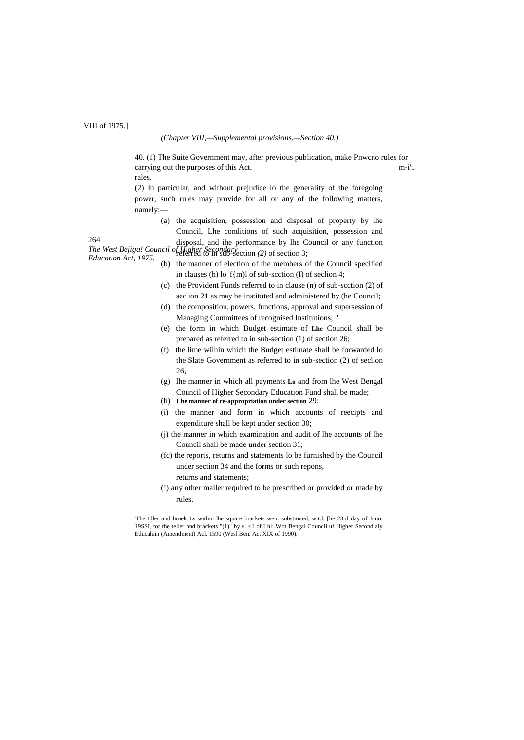(*Chapter VIII,—Supplemental provisions.—Section 40.*)

40. (1) The Suite Government may, after previous publication, make Pnwcno rules for carrying out the purposes of this Act. m-i'L rales.

(2) In particular, and without prejudice lo the generality of the foregoing power, such rules may provide for all or any of the following matters, namely:—

(a) the acquisition, possession and disposal of property by ihe Council, Lhe conditions of such acquisition, possession and disposal, and ihe performance by lhe Council or any function referred to in sub-section *(2)* of section 3;

(b) the manner of election of the members of the Council specified in clauses (h) lo 'f{m)l of sub-scction (I) of seclion 4;

(c) the Provident Funds referred to in clause (n) of sub-scction (2) of seclion 21 as may be instituted and administered by (he Council;

(d) the composition, powers, functions, approval and supersession of Managing Committees of recognised Institutions; "

(e) the form in which Budget estimate of **Lhe** Council shall be prepared as referred to in sub-section (1) of section 26;

(f) the lime wilhin which the Budget estimate shall be forwarded lo the Slate Government as referred to in sub-section (2) of seclion 26;

(g) lhe manner in which all payments **Lo** and from lhe West Bengal Council of Higher Secondary Education Fund shall be made;

(h) **Lhe manner of re-appropriation under section** 29;

(i) the manner and form in which accounts of reecipts and expenditure shall be kept under section 30;

(j) the manner in which examination and audit of lhe accounts of lhe Council shall be made under section 31;

(fc) the reports, returns and statements lo be furnished by the Council under section 34 and the forms or such repons, returns and statements;

(!) any other mailer required to be prescribed or provided or made by rules.

'The Idler and bruekcLs within lhe square brackets wen: substituted, w.t.l. [lie 23rd day of Juno, 19SSI, for the teller nnd brackets "(1)" by s. <1 of I hi: Wot Bengal Council uf Higher Second aiy Educaluin (Amendment) Acl. 1590 (Wesl Ben. Act XIX of 1990).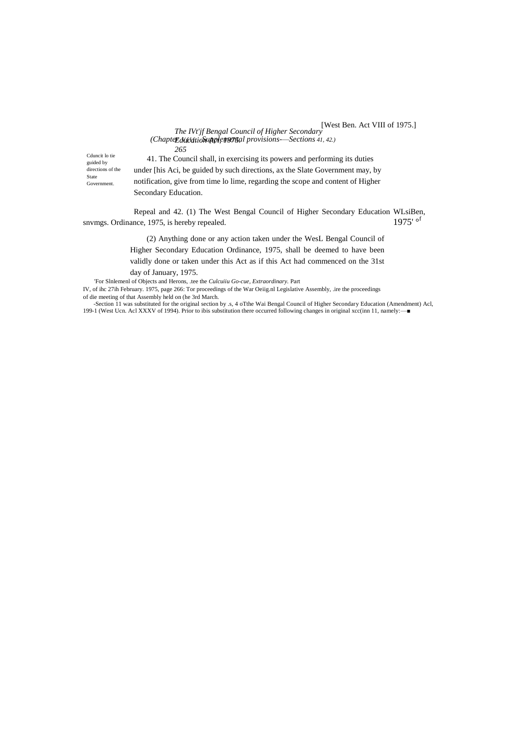Cduncit lo tie guided by directions of the State Government.

41. The Council shall, in exercising its powers and performing its duties under [his Aci, be guided by such directions, ax the Slate Government may, by notification, give from time lo lime, regarding the scope and content of Higher Secondary Education.

Repeal and snvmgs. 42. (1) The West Bengal Council of Higher Secondary Education Ordinance, 1975, is hereby repealed. WLsiBen, 1975' of

(2) Anything done or any action taken under the WesL Bengal Council of Higher Secondary Education Ordinance, 1975, shall be deemed to have been validly done or taken under this Act as if this Act had commenced on the 31st day of January, 1975.

'For Slnlemenl of Objects and Herons, .tee the *Culcuiiu Go-cue, Extraordinary.* Part IV, of ihc 27ih February. 1975, page 266: Tor proceedings of the War Oeiig.nl Legislative Assembly, .ire the proceedings of die meeting of that Assembly held on (he 3rd March.

-Section 11 was substituted for the original section by .s, 4 oTthe Wai Bengal Council of Higher Secondary Education (Amendment) Acl, 199-1 (West Ucn. Acl XXXV of 1994). Prior to ibis substitution there occurred following changes in original xcc(inn 11, namely:—■